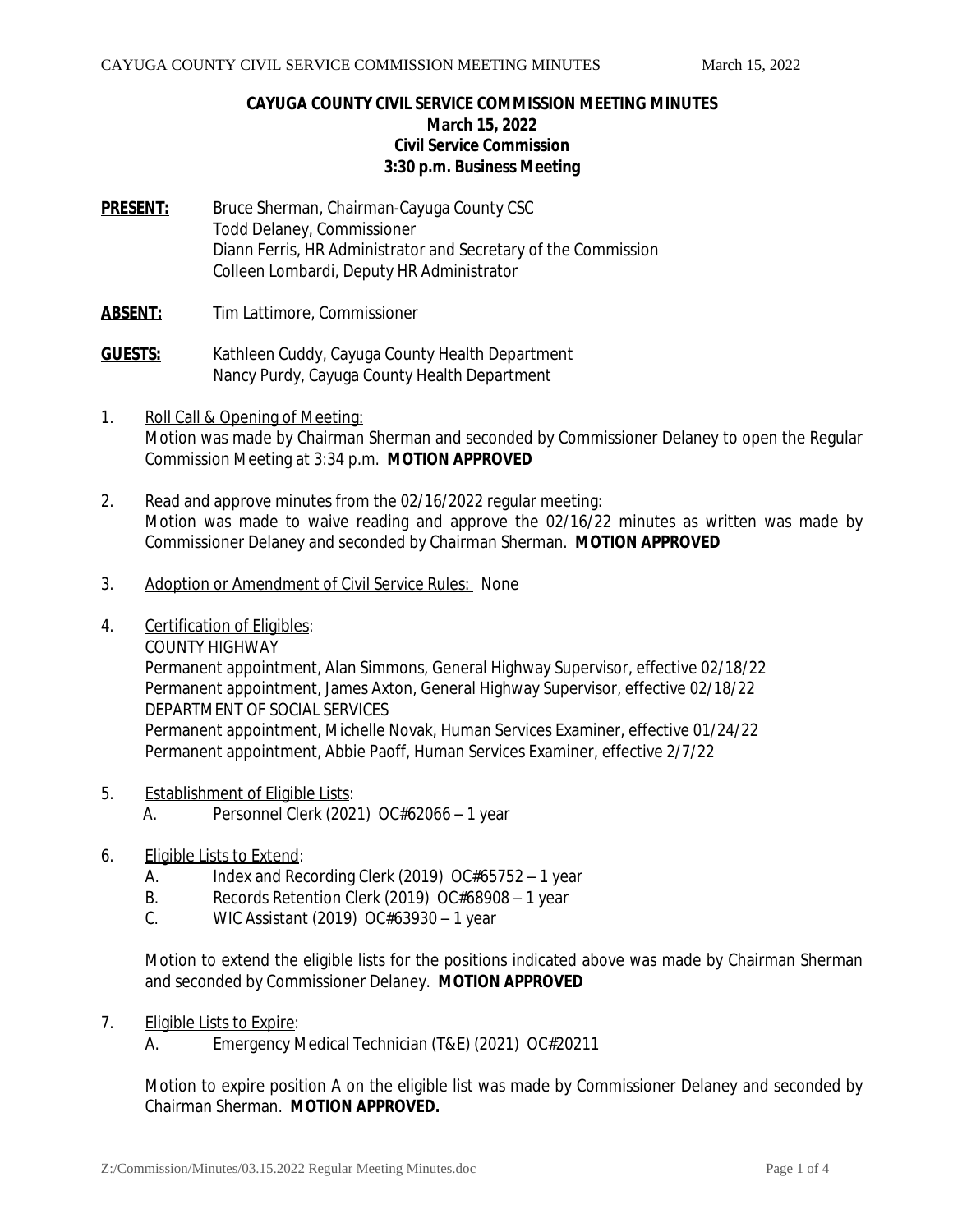**CAYUGA COUNTY CIVIL SERVICE COMMISSION MEETING MINUTES**
**March 15, 2022**
**Civil Service Commission**
**3:30 p.m. Business Meeting**

**PRESENT:** Bruce Sherman, Chairman-Cayuga County CSC
Todd Delaney, Commissioner
Diann Ferris, HR Administrator and Secretary of the Commission
Colleen Lombardi, Deputy HR Administrator

**ABSENT:** Tim Lattimore, Commissioner

**GUESTS:** Kathleen Cuddy, Cayuga County Health Department
Nancy Purdy, Cayuga County Health Department

1. Roll Call & Opening of Meeting:
   Motion was made by Chairman Sherman and seconded by Commissioner Delaney to open the Regular Commission Meeting at 3:34 p.m. **MOTION APPROVED**

2. Read and approve minutes from the 02/16/2022 regular meeting:
   Motion was made to waive reading and approve the 02/16/22 minutes as written was made by Commissioner Delaney and seconded by Chairman Sherman. **MOTION APPROVED**

3. Adoption or Amendment of Civil Service Rules: None

4. Certification of Eligibles:
   COUNTY HIGHWAY
   Permanent appointment, Alan Simmons, General Highway Supervisor, effective 02/18/22
   Permanent appointment, James Axton, General Highway Supervisor, effective 02/18/22
   DEPARTMENT OF SOCIAL SERVICES
   Permanent appointment, Michelle Novak, Human Services Examiner, effective 01/24/22
   Permanent appointment, Abbie Paoff, Human Services Examiner, effective 2/7/22

5. Establishment of Eligible Lists:
   A. Personnel Clerk (2021) OC#62066 – 1 year

6. Eligible Lists to Extend:
   A. Index and Recording Clerk (2019) OC#65752 – 1 year
   B. Records Retention Clerk (2019) OC#68908 – 1 year
   C. WIC Assistant (2019) OC#63930 – 1 year

   Motion to extend the eligible lists for the positions indicated above was made by Chairman Sherman and seconded by Commissioner Delaney. **MOTION APPROVED**

7. Eligible Lists to Expire:
   A. Emergency Medical Technician (T&E) (2021) OC#20211

   Motion to expire position A on the eligible list was made by Commissioner Delaney and seconded by Chairman Sherman. **MOTION APPROVED.**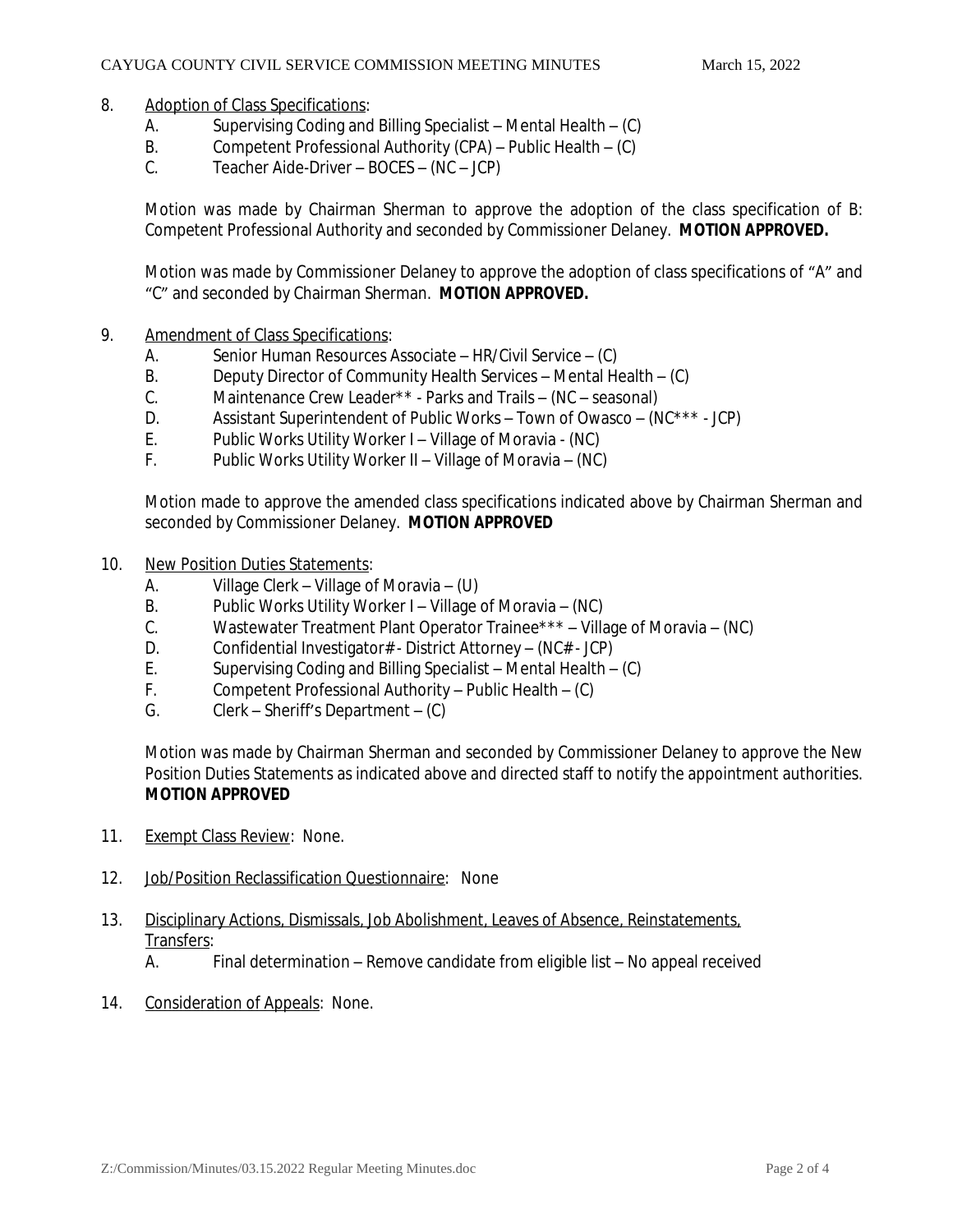8. Adoption of Class Specifications:
   - A. Supervising Coding and Billing Specialist – Mental Health – (C)
   - B. Competent Professional Authority (CPA) – Public Health – (C)
   - C. Teacher Aide-Driver – BOCES – (NC – JCP)

   Motion was made by Chairman Sherman to approve the adoption of the class specification of B: Competent Professional Authority and seconded by Commissioner Delaney. **MOTION APPROVED.**

   Motion was made by Commissioner Delaney to approve the adoption of class specifications of "A" and "C" and seconded by Chairman Sherman. **MOTION APPROVED.**

9. Amendment of Class Specifications:
   - A. Senior Human Resources Associate – HR/Civil Service – (C)
   - B. Deputy Director of Community Health Services – Mental Health – (C)
   - C. Maintenance Crew Leader** - Parks and Trails – (NC – seasonal)
   - D. Assistant Superintendent of Public Works – Town of Owasco – (NC*** - JCP)
   - E. Public Works Utility Worker I – Village of Moravia - (NC)
   - F. Public Works Utility Worker II – Village of Moravia – (NC)

   Motion made to approve the amended class specifications indicated above by Chairman Sherman and seconded by Commissioner Delaney. **MOTION APPROVED**

10. New Position Duties Statements:
    - A. Village Clerk – Village of Moravia – (U)
    - B. Public Works Utility Worker I – Village of Moravia – (NC)
    - C. Wastewater Treatment Plant Operator Trainee*** – Village of Moravia – (NC)
    - D. Confidential Investigator# - District Attorney – (NC# - JCP)
    - E. Supervising Coding and Billing Specialist – Mental Health – (C)
    - F. Competent Professional Authority – Public Health – (C)
    - G. Clerk – Sheriff's Department – (C)

    Motion was made by Chairman Sherman and seconded by Commissioner Delaney to approve the New Position Duties Statements as indicated above and directed staff to notify the appointment authorities. **MOTION APPROVED**

11. Exempt Class Review: None.

12. Job/Position Reclassification Questionnaire: None

13. Disciplinary Actions, Dismissals, Job Abolishment, Leaves of Absence, Reinstatements, Transfers:
    - A. Final determination – Remove candidate from eligible list – No appeal received

14. Consideration of Appeals: None.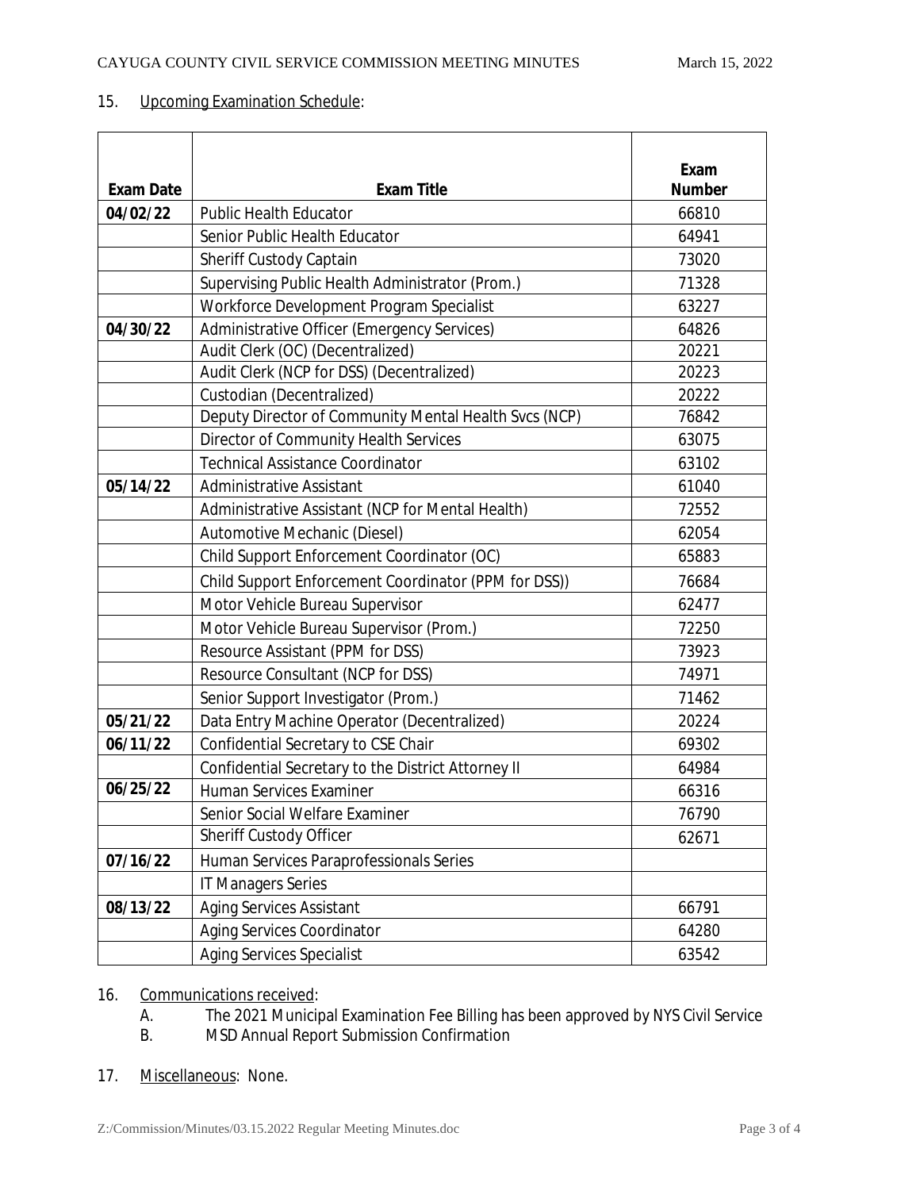15. Upcoming Examination Schedule:

| Exam Date | Exam Title | Exam Number |
|---|---|---|
| **04/02/22** | Public Health Educator | 66810 |
| | Senior Public Health Educator | 64941 |
| | Sheriff Custody Captain | 73020 |
| | Supervising Public Health Administrator (Prom.) | 71328 |
| | Workforce Development Program Specialist | 63227 |
| **04/30/22** | Administrative Officer (Emergency Services) | 64826 |
| | Audit Clerk (OC) (Decentralized) | 20221 |
| | Audit Clerk (NCP for DSS) (Decentralized) | 20223 |
| | Custodian (Decentralized) | 20222 |
| | Deputy Director of Community Mental Health Svcs (NCP) | 76842 |
| | Director of Community Health Services | 63075 |
| | Technical Assistance Coordinator | 63102 |
| **05/14/22** | Administrative Assistant | 61040 |
| | Administrative Assistant (NCP for Mental Health) | 72552 |
| | Automotive Mechanic (Diesel) | 62054 |
| | Child Support Enforcement Coordinator (OC) | 65883 |
| | Child Support Enforcement Coordinator (PPM for DSS)) | 76684 |
| | Motor Vehicle Bureau Supervisor | 62477 |
| | Motor Vehicle Bureau Supervisor (Prom.) | 72250 |
| | Resource Assistant (PPM for DSS) | 73923 |
| | Resource Consultant (NCP for DSS) | 74971 |
| | Senior Support Investigator (Prom.) | 71462 |
| **05/21/22** | Data Entry Machine Operator (Decentralized) | 20224 |
| **06/11/22** | Confidential Secretary to CSE Chair | 69302 |
| | Confidential Secretary to the District Attorney II | 64984 |
| **06/25/22** | Human Services Examiner | 66316 |
| | Senior Social Welfare Examiner | 76790 |
| | Sheriff Custody Officer | 62671 |
| **07/16/22** | Human Services Paraprofessionals Series | |
| | IT Managers Series | |
| **08/13/22** | Aging Services Assistant | 66791 |
| | Aging Services Coordinator | 64280 |
| | Aging Services Specialist | 63542 |

16. Communications received:
    - A. The 2021 Municipal Examination Fee Billing has been approved by NYS Civil Service
    - B. MSD Annual Report Submission Confirmation

17. Miscellaneous: None.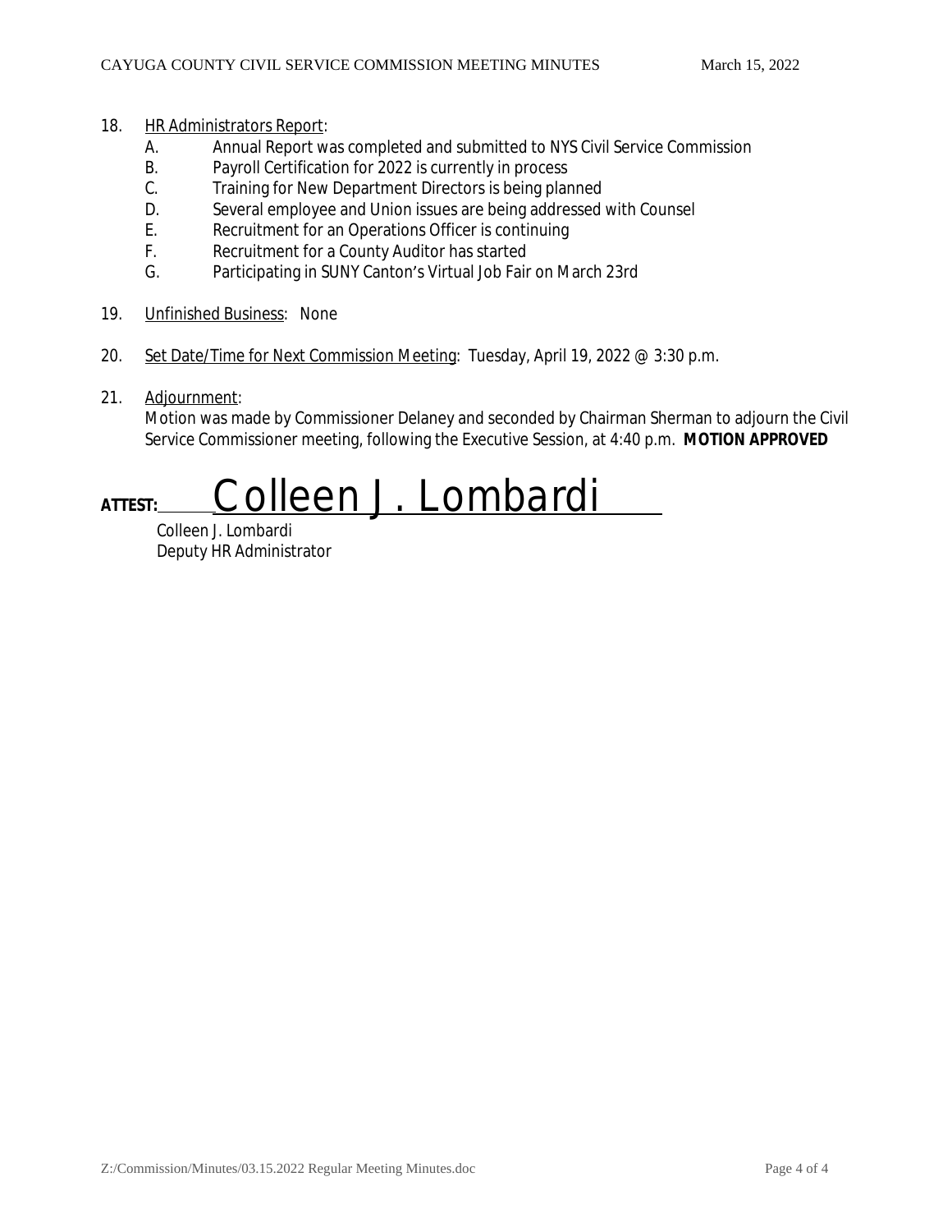18. HR Administrators Report:
    - A. Annual Report was completed and submitted to NYS Civil Service Commission
    - B. Payroll Certification for 2022 is currently in process
    - C. Training for New Department Directors is being planned
    - D. Several employee and Union issues are being addressed with Counsel
    - E. Recruitment for an Operations Officer is continuing
    - F. Recruitment for a County Auditor has started
    - G. Participating in SUNY Canton's Virtual Job Fair on March 23rd

19. Unfinished Business: None

20. Set Date/Time for Next Commission Meeting: Tuesday, April 19, 2022 @ 3:30 p.m.

21. Adjournment:
    Motion was made by Commissioner Delaney and seconded by Chairman Sherman to adjourn the Civil Service Commissioner meeting, following the Executive Session, at 4:40 p.m. **MOTION APPROVED**

**ATTEST:** Colleen J. Lombardi

Colleen J. Lombardi
Deputy HR Administrator